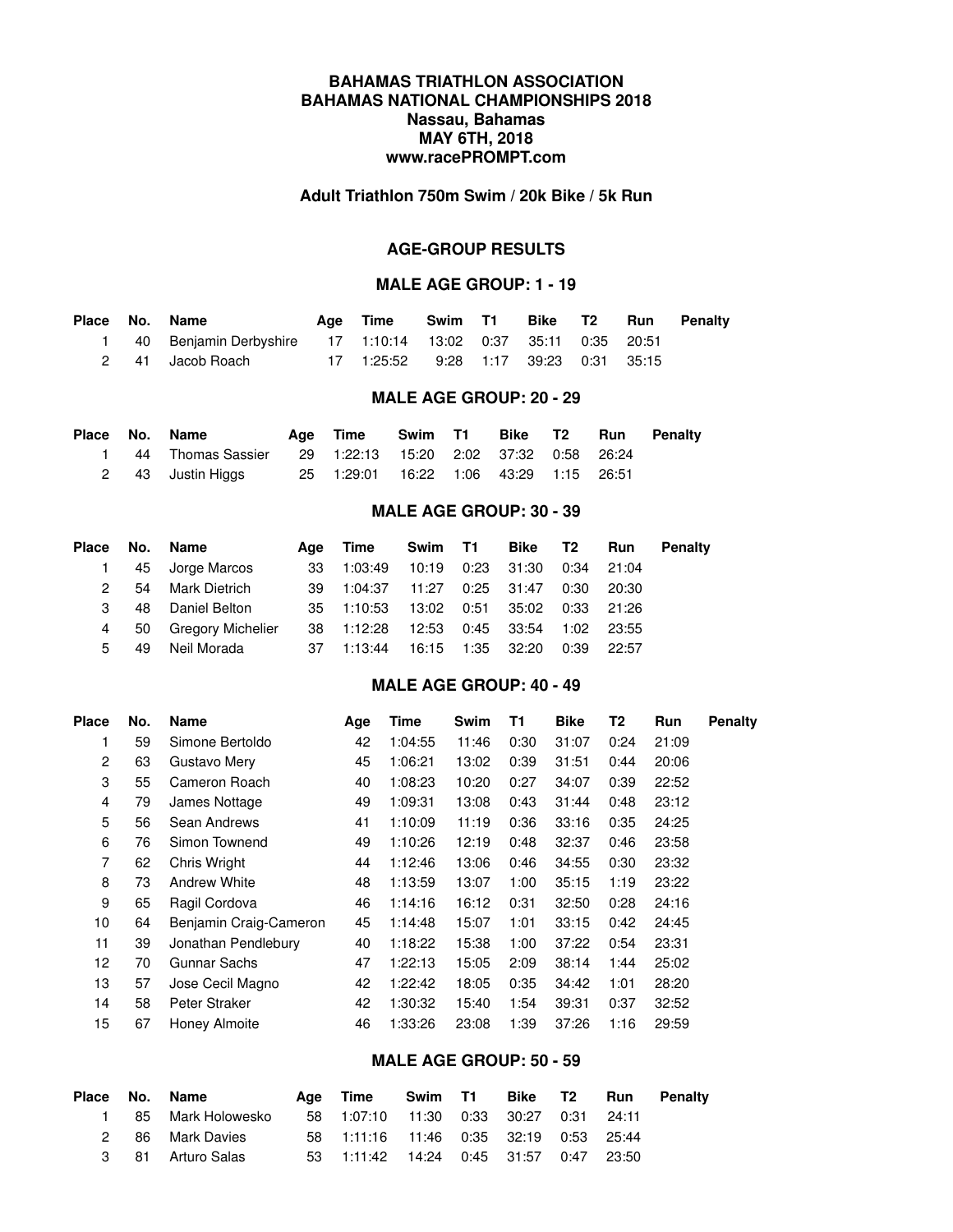# BAHAMAS TRIATHLON ASSOCIATION
# BAHAMAS NATIONAL CHAMPIONSHIPS 2018
## Nassau, Bahamas
## MAY 6TH, 2018
## www.racePROMPT.com

### Adult Triathlon 750m Swim / 20k Bike / 5k Run

### AGE-GROUP RESULTS

#### MALE AGE GROUP: 1 - 19

| Place | No. | Name | Age | Time | Swim | T1 | Bike | T2 | Run | Penalty |
|---|---|---|---|---|---|---|---|---|---|---|
| 1 | 40 | Benjamin Derbyshire | 17 | 1:10:14 | 13:02 | 0:37 | 35:11 | 0:35 | 20:51 | |
| 2 | 41 | Jacob Roach | 17 | 1:25:52 | 9:28 | 1:17 | 39:23 | 0:31 | 35:15 | |

#### MALE AGE GROUP: 20 - 29

| Place | No. | Name | Age | Time | Swim | T1 | Bike | T2 | Run | Penalty |
|---|---|---|---|---|---|---|---|---|---|---|
| 1 | 44 | Thomas Sassier | 29 | 1:22:13 | 15:20 | 2:02 | 37:32 | 0:58 | 26:24 | |
| 2 | 43 | Justin Higgs | 25 | 1:29:01 | 16:22 | 1:06 | 43:29 | 1:15 | 26:51 | |

#### MALE AGE GROUP: 30 - 39

| Place | No. | Name | Age | Time | Swim | T1 | Bike | T2 | Run | Penalty |
|---|---|---|---|---|---|---|---|---|---|---|
| 1 | 45 | Jorge Marcos | 33 | 1:03:49 | 10:19 | 0:23 | 31:30 | 0:34 | 21:04 | |
| 2 | 54 | Mark Dietrich | 39 | 1:04:37 | 11:27 | 0:25 | 31:47 | 0:30 | 20:30 | |
| 3 | 48 | Daniel Belton | 35 | 1:10:53 | 13:02 | 0:51 | 35:02 | 0:33 | 21:26 | |
| 4 | 50 | Gregory Michelier | 38 | 1:12:28 | 12:53 | 0:45 | 33:54 | 1:02 | 23:55 | |
| 5 | 49 | Neil Morada | 37 | 1:13:44 | 16:15 | 1:35 | 32:20 | 0:39 | 22:57 | |

#### MALE AGE GROUP: 40 - 49

| Place | No. | Name | Age | Time | Swim | T1 | Bike | T2 | Run | Penalty |
|---|---|---|---|---|---|---|---|---|---|---|
| 1 | 59 | Simone Bertoldo | 42 | 1:04:55 | 11:46 | 0:30 | 31:07 | 0:24 | 21:09 | |
| 2 | 63 | Gustavo Mery | 45 | 1:06:21 | 13:02 | 0:39 | 31:51 | 0:44 | 20:06 | |
| 3 | 55 | Cameron Roach | 40 | 1:08:23 | 10:20 | 0:27 | 34:07 | 0:39 | 22:52 | |
| 4 | 79 | James Nottage | 49 | 1:09:31 | 13:08 | 0:43 | 31:44 | 0:48 | 23:12 | |
| 5 | 56 | Sean Andrews | 41 | 1:10:09 | 11:19 | 0:36 | 33:16 | 0:35 | 24:25 | |
| 6 | 76 | Simon Townend | 49 | 1:10:26 | 12:19 | 0:48 | 32:37 | 0:46 | 23:58 | |
| 7 | 62 | Chris Wright | 44 | 1:12:46 | 13:06 | 0:46 | 34:55 | 0:30 | 23:32 | |
| 8 | 73 | Andrew White | 48 | 1:13:59 | 13:07 | 1:00 | 35:15 | 1:19 | 23:22 | |
| 9 | 65 | Ragil Cordova | 46 | 1:14:16 | 16:12 | 0:31 | 32:50 | 0:28 | 24:16 | |
| 10 | 64 | Benjamin Craig-Cameron | 45 | 1:14:48 | 15:07 | 1:01 | 33:15 | 0:42 | 24:45 | |
| 11 | 39 | Jonathan Pendlebury | 40 | 1:18:22 | 15:38 | 1:00 | 37:22 | 0:54 | 23:31 | |
| 12 | 70 | Gunnar Sachs | 47 | 1:22:13 | 15:05 | 2:09 | 38:14 | 1:44 | 25:02 | |
| 13 | 57 | Jose Cecil Magno | 42 | 1:22:42 | 18:05 | 0:35 | 34:42 | 1:01 | 28:20 | |
| 14 | 58 | Peter Straker | 42 | 1:30:32 | 15:40 | 1:54 | 39:31 | 0:37 | 32:52 | |
| 15 | 67 | Honey Almoite | 46 | 1:33:26 | 23:08 | 1:39 | 37:26 | 1:16 | 29:59 | |

#### MALE AGE GROUP: 50 - 59

| Place | No. | Name | Age | Time | Swim | T1 | Bike | T2 | Run | Penalty |
|---|---|---|---|---|---|---|---|---|---|---|
| 1 | 85 | Mark Holowesko | 58 | 1:07:10 | 11:30 | 0:33 | 30:27 | 0:31 | 24:11 | |
| 2 | 86 | Mark Davies | 58 | 1:11:16 | 11:46 | 0:35 | 32:19 | 0:53 | 25:44 | |
| 3 | 81 | Arturo Salas | 53 | 1:11:42 | 14:24 | 0:45 | 31:57 | 0:47 | 23:50 | |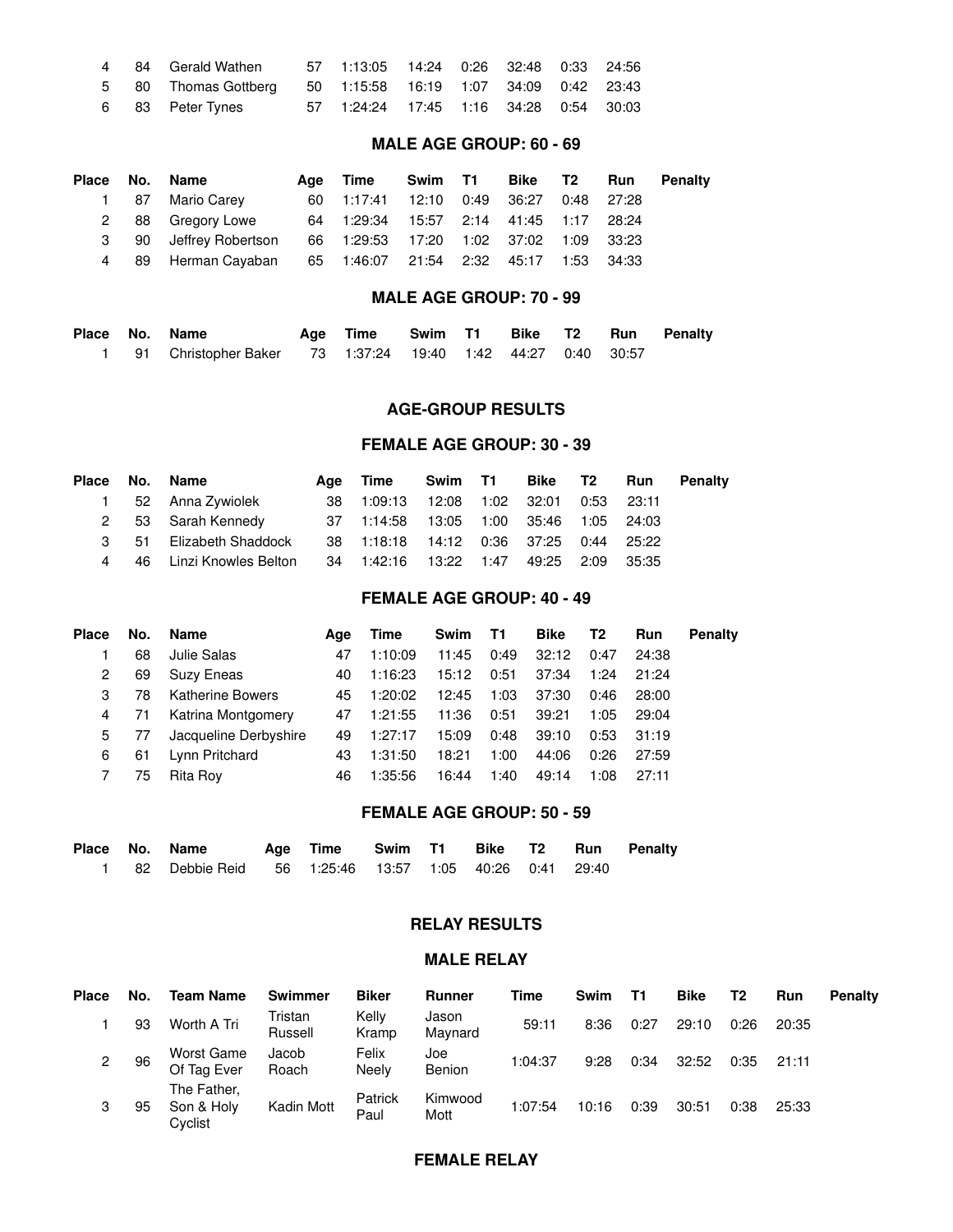| Place | No. | Name | Age | Time | Swim | T1 | Bike | T2 | Run | Penalty |
|---|---|---|---|---|---|---|---|---|---|---|
| 4 | 84 | Gerald Wathen | 57 | 1:13:05 | 14:24 | 0:26 | 32:48 | 0:33 | 24:56 | |
| 5 | 80 | Thomas Gottberg | 50 | 1:15:58 | 16:19 | 1:07 | 34:09 | 0:42 | 23:43 | |
| 6 | 83 | Peter Tynes | 57 | 1:24:24 | 17:45 | 1:16 | 34:28 | 0:54 | 30:03 | |

### MALE AGE GROUP: 60 - 69

| Place | No. | Name | Age | Time | Swim | T1 | Bike | T2 | Run | Penalty |
|---|---|---|---|---|---|---|---|---|---|---|
| 1 | 87 | Mario Carey | 60 | 1:17:41 | 12:10 | 0:49 | 36:27 | 0:48 | 27:28 | |
| 2 | 88 | Gregory Lowe | 64 | 1:29:34 | 15:57 | 2:14 | 41:45 | 1:17 | 28:24 | |
| 3 | 90 | Jeffrey Robertson | 66 | 1:29:53 | 17:20 | 1:02 | 37:02 | 1:09 | 33:23 | |
| 4 | 89 | Herman Cayaban | 65 | 1:46:07 | 21:54 | 2:32 | 45:17 | 1:53 | 34:33 | |

### MALE AGE GROUP: 70 - 99

| Place | No. | Name | Age | Time | Swim | T1 | Bike | T2 | Run | Penalty |
|---|---|---|---|---|---|---|---|---|---|---|
| 1 | 91 | Christopher Baker | 73 | 1:37:24 | 19:40 | 1:42 | 44:27 | 0:40 | 30:57 | |

## AGE-GROUP RESULTS

### FEMALE AGE GROUP: 30 - 39

| Place | No. | Name | Age | Time | Swim | T1 | Bike | T2 | Run | Penalty |
|---|---|---|---|---|---|---|---|---|---|---|
| 1 | 52 | Anna Zywiolek | 38 | 1:09:13 | 12:08 | 1:02 | 32:01 | 0:53 | 23:11 | |
| 2 | 53 | Sarah Kennedy | 37 | 1:14:58 | 13:05 | 1:00 | 35:46 | 1:05 | 24:03 | |
| 3 | 51 | Elizabeth Shaddock | 38 | 1:18:18 | 14:12 | 0:36 | 37:25 | 0:44 | 25:22 | |
| 4 | 46 | Linzi Knowles Belton | 34 | 1:42:16 | 13:22 | 1:47 | 49:25 | 2:09 | 35:35 | |

### FEMALE AGE GROUP: 40 - 49

| Place | No. | Name | Age | Time | Swim | T1 | Bike | T2 | Run | Penalty |
|---|---|---|---|---|---|---|---|---|---|---|
| 1 | 68 | Julie Salas | 47 | 1:10:09 | 11:45 | 0:49 | 32:12 | 0:47 | 24:38 | |
| 2 | 69 | Suzy Eneas | 40 | 1:16:23 | 15:12 | 0:51 | 37:34 | 1:24 | 21:24 | |
| 3 | 78 | Katherine Bowers | 45 | 1:20:02 | 12:45 | 1:03 | 37:30 | 0:46 | 28:00 | |
| 4 | 71 | Katrina Montgomery | 47 | 1:21:55 | 11:36 | 0:51 | 39:21 | 1:05 | 29:04 | |
| 5 | 77 | Jacqueline Derbyshire | 49 | 1:27:17 | 15:09 | 0:48 | 39:10 | 0:53 | 31:19 | |
| 6 | 61 | Lynn Pritchard | 43 | 1:31:50 | 18:21 | 1:00 | 44:06 | 0:26 | 27:59 | |
| 7 | 75 | Rita Roy | 46 | 1:35:56 | 16:44 | 1:40 | 49:14 | 1:08 | 27:11 | |

### FEMALE AGE GROUP: 50 - 59

| Place | No. | Name | Age | Time | Swim | T1 | Bike | T2 | Run | Penalty |
|---|---|---|---|---|---|---|---|---|---|---|
| 1 | 82 | Debbie Reid | 56 | 1:25:46 | 13:57 | 1:05 | 40:26 | 0:41 | 29:40 | |

## RELAY RESULTS

### MALE RELAY

| Place | No. | Team Name | Swimmer | Biker | Runner | Time | Swim | T1 | Bike | T2 | Run | Penalty |
|---|---|---|---|---|---|---|---|---|---|---|---|---|
| 1 | 93 | Worth A Tri | Tristan Russell | Kelly Kramp | Jason Maynard | 59:11 | 8:36 | 0:27 | 29:10 | 0:26 | 20:35 | |
| 2 | 96 | Worst Game Of Tag Ever | Jacob Roach | Felix Neely | Joe Benion | 1:04:37 | 9:28 | 0:34 | 32:52 | 0:35 | 21:11 | |
| 3 | 95 | The Father, Son & Holy Cyclist | Kadin Mott | Patrick Paul | Kimwood Mott | 1:07:54 | 10:16 | 0:39 | 30:51 | 0:38 | 25:33 | |

### FEMALE RELAY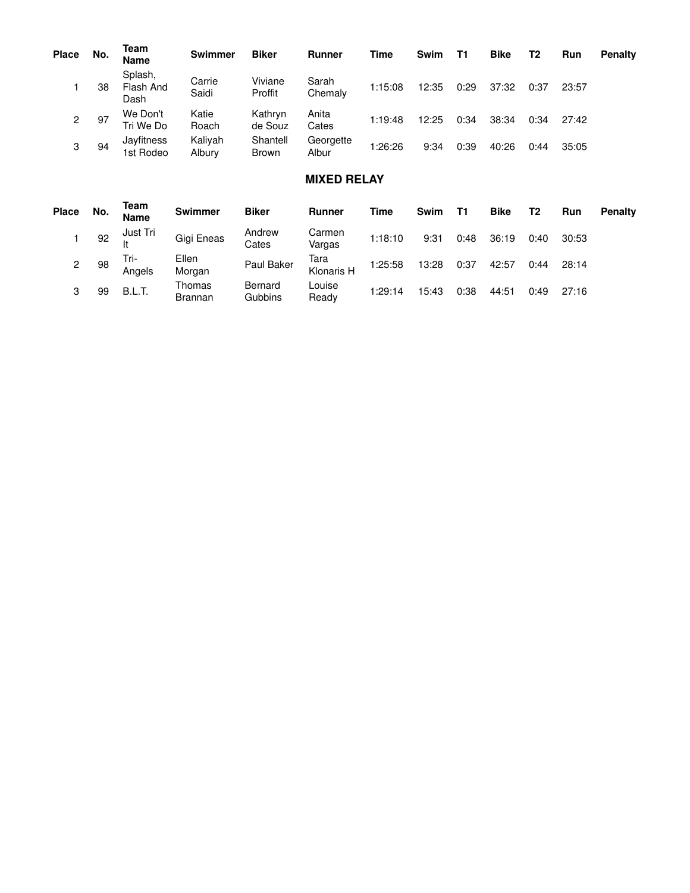| Place | No. | Team Name | Swimmer | Biker | Runner | Time | Swim | T1 | Bike | T2 | Run | Penalty |
|---|---|---|---|---|---|---|---|---|---|---|---|---|
| 1 | 38 | Splash, Flash And Dash | Carrie Saidi | Viviane Proffit | Sarah Chemaly | 1:15:08 | 12:35 | 0:29 | 37:32 | 0:37 | 23:57 | |
| 2 | 97 | We Don't Tri We Do | Katie Roach | Kathryn de Souz | Anita Cates | 1:19:48 | 12:25 | 0:34 | 38:34 | 0:34 | 27:42 | |
| 3 | 94 | Jayfitness 1st Rodeo | Kaliyah Albury | Shantell Brown | Georgette Albur | 1:26:26 | 9:34 | 0:39 | 40:26 | 0:44 | 35:05 | |

## MIXED RELAY

| Place | No. | Team Name | Swimmer | Biker | Runner | Time | Swim | T1 | Bike | T2 | Run | Penalty |
|---|---|---|---|---|---|---|---|---|---|---|---|---|
| 1 | 92 | Just Tri It | Gigi Eneas | Andrew Cates | Carmen Vargas | 1:18:10 | 9:31 | 0:48 | 36:19 | 0:40 | 30:53 | |
| 2 | 98 | Tri-Angels | Ellen Morgan | Paul Baker | Tara Klonaris H | 1:25:58 | 13:28 | 0:37 | 42:57 | 0:44 | 28:14 | |
| 3 | 99 | B.L.T. | Thomas Brannan | Bernard Gubbins | Louise Ready | 1:29:14 | 15:43 | 0:38 | 44:51 | 0:49 | 27:16 | |